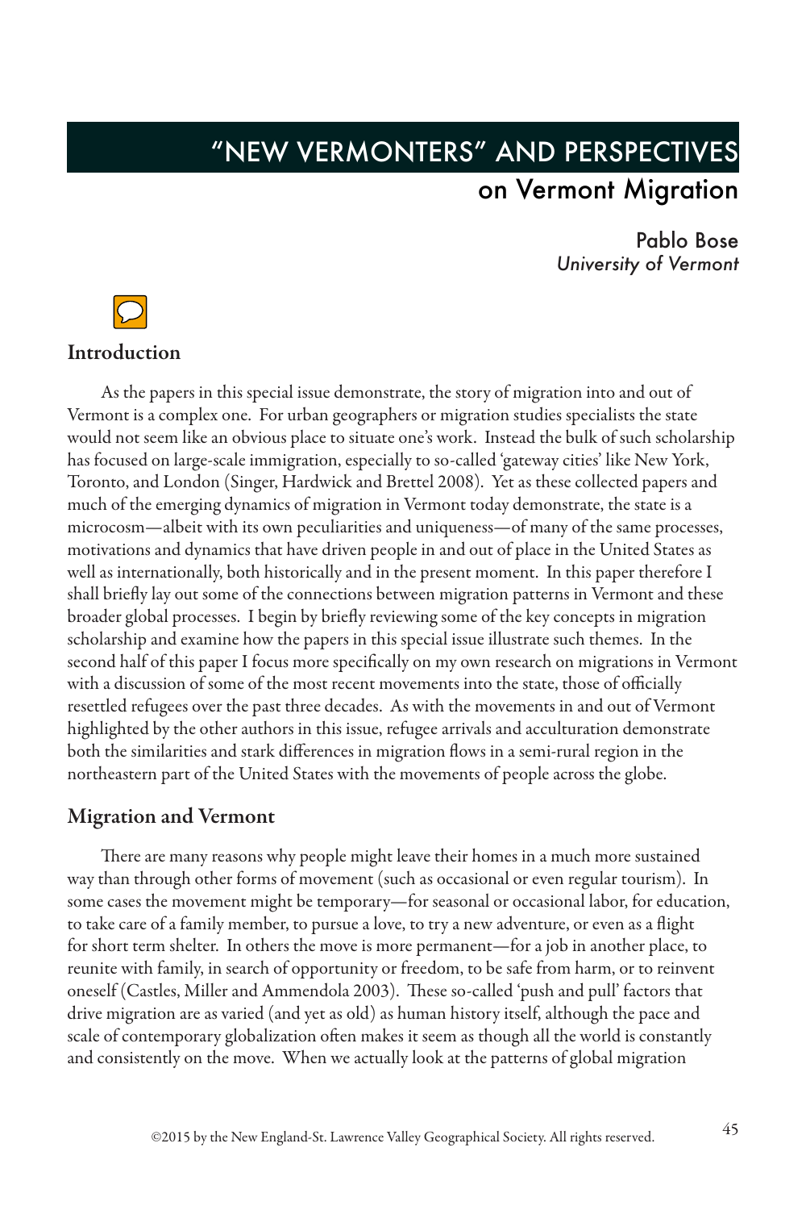# "NEW VERMONTERS" AND PERSPECTIVES on Vermont Migration

Pablo Bose
*University of Vermont*

## Introduction

As the papers in this special issue demonstrate, the story of migration into and out of Vermont is a complex one. For urban geographers or migration studies specialists the state would not seem like an obvious place to situate one's work. Instead the bulk of such scholarship has focused on large-scale immigration, especially to so-called 'gateway cities' like New York, Toronto, and London (Singer, Hardwick and Brettel 2008). Yet as these collected papers and much of the emerging dynamics of migration in Vermont today demonstrate, the state is a microcosm—albeit with its own peculiarities and uniqueness—of many of the same processes, motivations and dynamics that have driven people in and out of place in the United States as well as internationally, both historically and in the present moment. In this paper therefore I shall briefly lay out some of the connections between migration patterns in Vermont and these broader global processes. I begin by briefly reviewing some of the key concepts in migration scholarship and examine how the papers in this special issue illustrate such themes. In the second half of this paper I focus more specifically on my own research on migrations in Vermont with a discussion of some of the most recent movements into the state, those of officially resettled refugees over the past three decades. As with the movements in and out of Vermont highlighted by the other authors in this issue, refugee arrivals and acculturation demonstrate both the similarities and stark differences in migration flows in a semi-rural region in the northeastern part of the United States with the movements of people across the globe.

## Migration and Vermont

There are many reasons why people might leave their homes in a much more sustained way than through other forms of movement (such as occasional or even regular tourism). In some cases the movement might be temporary—for seasonal or occasional labor, for education, to take care of a family member, to pursue a love, to try a new adventure, or even as a flight for short term shelter. In others the move is more permanent—for a job in another place, to reunite with family, in search of opportunity or freedom, to be safe from harm, or to reinvent oneself (Castles, Miller and Ammendola 2003). These so-called 'push and pull' factors that drive migration are as varied (and yet as old) as human history itself, although the pace and scale of contemporary globalization often makes it seem as though all the world is constantly and consistently on the move. When we actually look at the patterns of global migration

©2015 by the New England-St. Lawrence Valley Geographical Society. All rights reserved.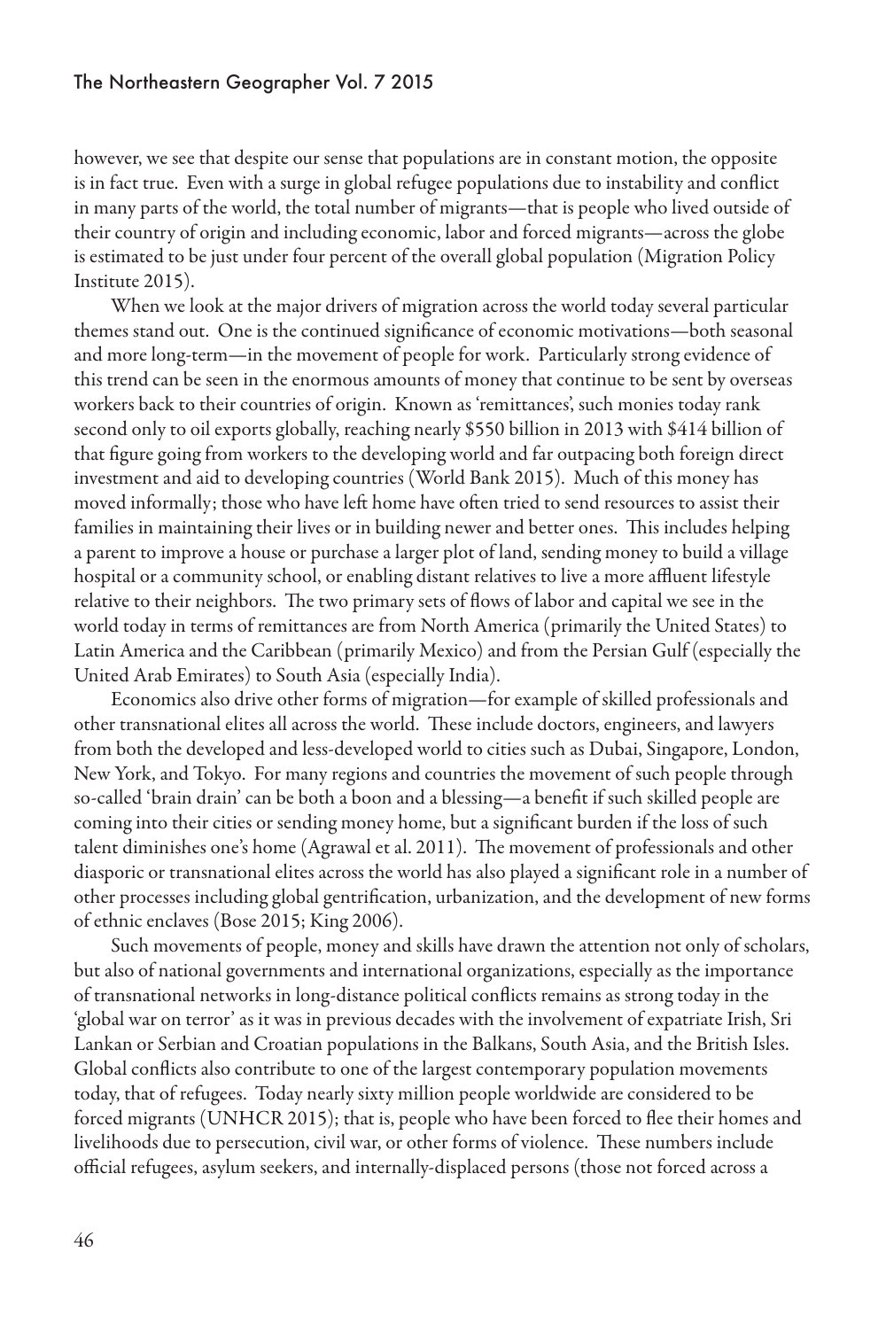however, we see that despite our sense that populations are in constant motion, the opposite is in fact true. Even with a surge in global refugee populations due to instability and conflict in many parts of the world, the total number of migrants—that is people who lived outside of their country of origin and including economic, labor and forced migrants—across the globe is estimated to be just under four percent of the overall global population (Migration Policy Institute 2015).

When we look at the major drivers of migration across the world today several particular themes stand out. One is the continued significance of economic motivations—both seasonal and more long-term—in the movement of people for work. Particularly strong evidence of this trend can be seen in the enormous amounts of money that continue to be sent by overseas workers back to their countries of origin. Known as 'remittances', such monies today rank second only to oil exports globally, reaching nearly $550 billion in 2013 with $414 billion of that figure going from workers to the developing world and far outpacing both foreign direct investment and aid to developing countries (World Bank 2015). Much of this money has moved informally; those who have left home have often tried to send resources to assist their families in maintaining their lives or in building newer and better ones. This includes helping a parent to improve a house or purchase a larger plot of land, sending money to build a village hospital or a community school, or enabling distant relatives to live a more affluent lifestyle relative to their neighbors. The two primary sets of flows of labor and capital we see in the world today in terms of remittances are from North America (primarily the United States) to Latin America and the Caribbean (primarily Mexico) and from the Persian Gulf (especially the United Arab Emirates) to South Asia (especially India).

Economics also drive other forms of migration—for example of skilled professionals and other transnational elites all across the world. These include doctors, engineers, and lawyers from both the developed and less-developed world to cities such as Dubai, Singapore, London, New York, and Tokyo. For many regions and countries the movement of such people through so-called 'brain drain' can be both a boon and a blessing—a benefit if such skilled people are coming into their cities or sending money home, but a significant burden if the loss of such talent diminishes one's home (Agrawal et al. 2011). The movement of professionals and other diasporic or transnational elites across the world has also played a significant role in a number of other processes including global gentrification, urbanization, and the development of new forms of ethnic enclaves (Bose 2015; King 2006).

Such movements of people, money and skills have drawn the attention not only of scholars, but also of national governments and international organizations, especially as the importance of transnational networks in long-distance political conflicts remains as strong today in the 'global war on terror' as it was in previous decades with the involvement of expatriate Irish, Sri Lankan or Serbian and Croatian populations in the Balkans, South Asia, and the British Isles. Global conflicts also contribute to one of the largest contemporary population movements today, that of refugees. Today nearly sixty million people worldwide are considered to be forced migrants (UNHCR 2015); that is, people who have been forced to flee their homes and livelihoods due to persecution, civil war, or other forms of violence. These numbers include official refugees, asylum seekers, and internally-displaced persons (those not forced across a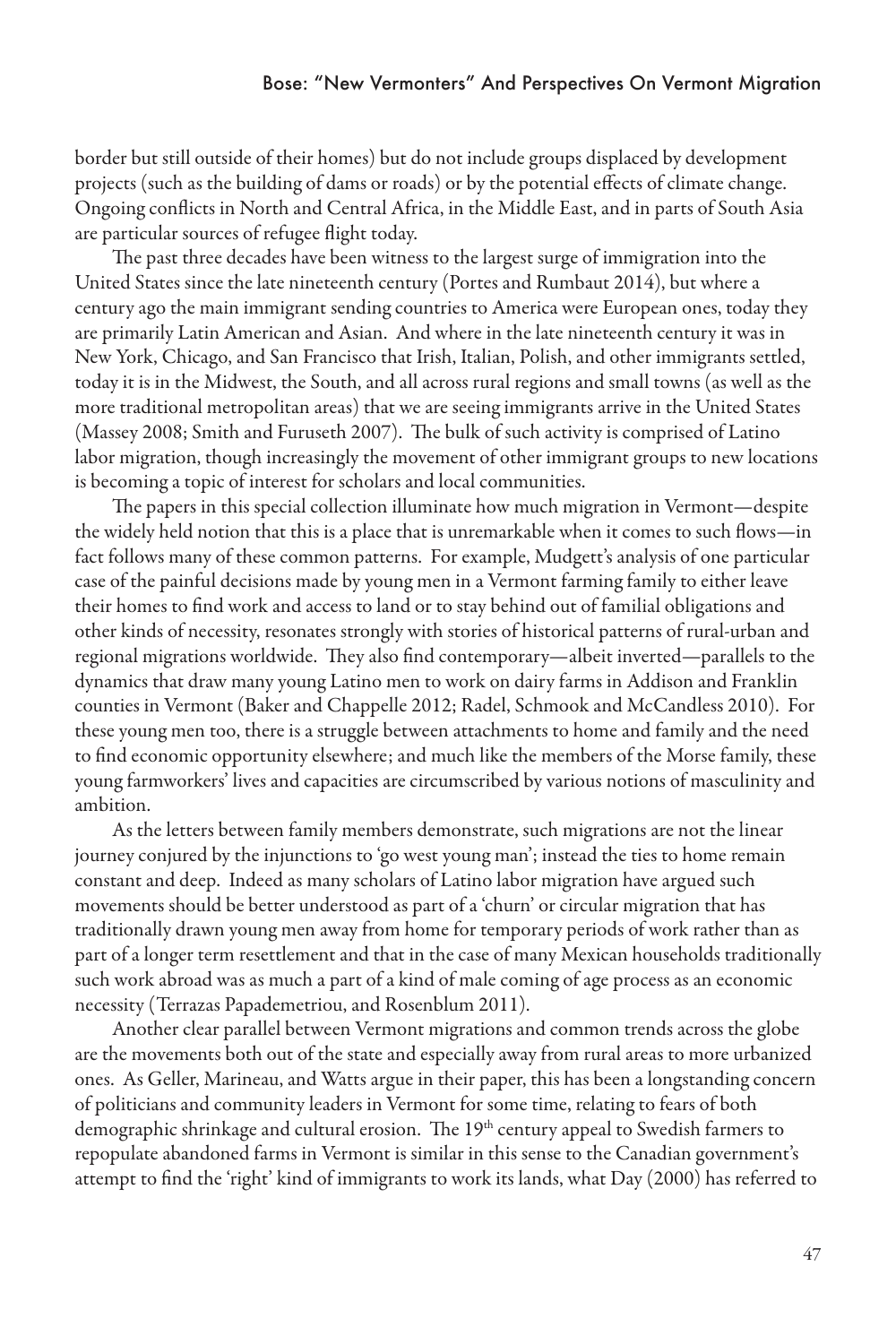border but still outside of their homes) but do not include groups displaced by development projects (such as the building of dams or roads) or by the potential effects of climate change. Ongoing conflicts in North and Central Africa, in the Middle East, and in parts of South Asia are particular sources of refugee flight today.

The past three decades have been witness to the largest surge of immigration into the United States since the late nineteenth century (Portes and Rumbaut 2014), but where a century ago the main immigrant sending countries to America were European ones, today they are primarily Latin American and Asian. And where in the late nineteenth century it was in New York, Chicago, and San Francisco that Irish, Italian, Polish, and other immigrants settled, today it is in the Midwest, the South, and all across rural regions and small towns (as well as the more traditional metropolitan areas) that we are seeing immigrants arrive in the United States (Massey 2008; Smith and Furuseth 2007). The bulk of such activity is comprised of Latino labor migration, though increasingly the movement of other immigrant groups to new locations is becoming a topic of interest for scholars and local communities.

The papers in this special collection illuminate how much migration in Vermont—despite the widely held notion that this is a place that is unremarkable when it comes to such flows—in fact follows many of these common patterns. For example, Mudgett's analysis of one particular case of the painful decisions made by young men in a Vermont farming family to either leave their homes to find work and access to land or to stay behind out of familial obligations and other kinds of necessity, resonates strongly with stories of historical patterns of rural-urban and regional migrations worldwide. They also find contemporary—albeit inverted—parallels to the dynamics that draw many young Latino men to work on dairy farms in Addison and Franklin counties in Vermont (Baker and Chappelle 2012; Radel, Schmook and McCandless 2010). For these young men too, there is a struggle between attachments to home and family and the need to find economic opportunity elsewhere; and much like the members of the Morse family, these young farmworkers' lives and capacities are circumscribed by various notions of masculinity and ambition.

As the letters between family members demonstrate, such migrations are not the linear journey conjured by the injunctions to 'go west young man'; instead the ties to home remain constant and deep. Indeed as many scholars of Latino labor migration have argued such movements should be better understood as part of a 'churn' or circular migration that has traditionally drawn young men away from home for temporary periods of work rather than as part of a longer term resettlement and that in the case of many Mexican households traditionally such work abroad was as much a part of a kind of male coming of age process as an economic necessity (Terrazas Papademetriou, and Rosenblum 2011).

Another clear parallel between Vermont migrations and common trends across the globe are the movements both out of the state and especially away from rural areas to more urbanized ones. As Geller, Marineau, and Watts argue in their paper, this has been a longstanding concern of politicians and community leaders in Vermont for some time, relating to fears of both demographic shrinkage and cultural erosion. The 19th century appeal to Swedish farmers to repopulate abandoned farms in Vermont is similar in this sense to the Canadian government's attempt to find the 'right' kind of immigrants to work its lands, what Day (2000) has referred to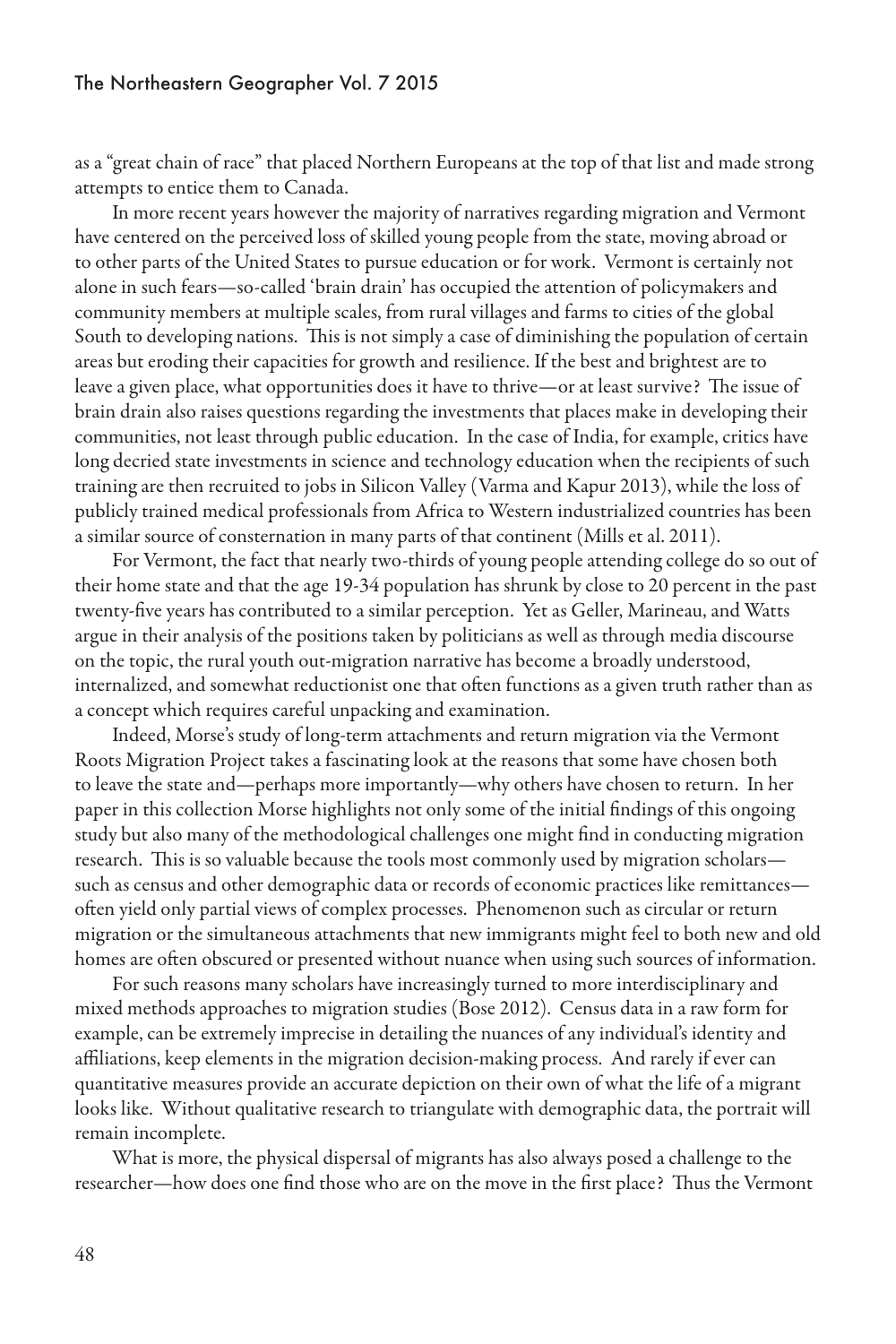as a "great chain of race" that placed Northern Europeans at the top of that list and made strong attempts to entice them to Canada.

In more recent years however the majority of narratives regarding migration and Vermont have centered on the perceived loss of skilled young people from the state, moving abroad or to other parts of the United States to pursue education or for work. Vermont is certainly not alone in such fears—so-called 'brain drain' has occupied the attention of policymakers and community members at multiple scales, from rural villages and farms to cities of the global South to developing nations. This is not simply a case of diminishing the population of certain areas but eroding their capacities for growth and resilience. If the best and brightest are to leave a given place, what opportunities does it have to thrive—or at least survive? The issue of brain drain also raises questions regarding the investments that places make in developing their communities, not least through public education. In the case of India, for example, critics have long decried state investments in science and technology education when the recipients of such training are then recruited to jobs in Silicon Valley (Varma and Kapur 2013), while the loss of publicly trained medical professionals from Africa to Western industrialized countries has been a similar source of consternation in many parts of that continent (Mills et al. 2011).

For Vermont, the fact that nearly two-thirds of young people attending college do so out of their home state and that the age 19-34 population has shrunk by close to 20 percent in the past twenty-five years has contributed to a similar perception. Yet as Geller, Marineau, and Watts argue in their analysis of the positions taken by politicians as well as through media discourse on the topic, the rural youth out-migration narrative has become a broadly understood, internalized, and somewhat reductionist one that often functions as a given truth rather than as a concept which requires careful unpacking and examination.

Indeed, Morse's study of long-term attachments and return migration via the Vermont Roots Migration Project takes a fascinating look at the reasons that some have chosen both to leave the state and—perhaps more importantly—why others have chosen to return. In her paper in this collection Morse highlights not only some of the initial findings of this ongoing study but also many of the methodological challenges one might find in conducting migration research. This is so valuable because the tools most commonly used by migration scholars—such as census and other demographic data or records of economic practices like remittances—often yield only partial views of complex processes. Phenomenon such as circular or return migration or the simultaneous attachments that new immigrants might feel to both new and old homes are often obscured or presented without nuance when using such sources of information.

For such reasons many scholars have increasingly turned to more interdisciplinary and mixed methods approaches to migration studies (Bose 2012). Census data in a raw form for example, can be extremely imprecise in detailing the nuances of any individual's identity and affiliations, keep elements in the migration decision-making process. And rarely if ever can quantitative measures provide an accurate depiction on their own of what the life of a migrant looks like. Without qualitative research to triangulate with demographic data, the portrait will remain incomplete.

What is more, the physical dispersal of migrants has also always posed a challenge to the researcher—how does one find those who are on the move in the first place? Thus the Vermont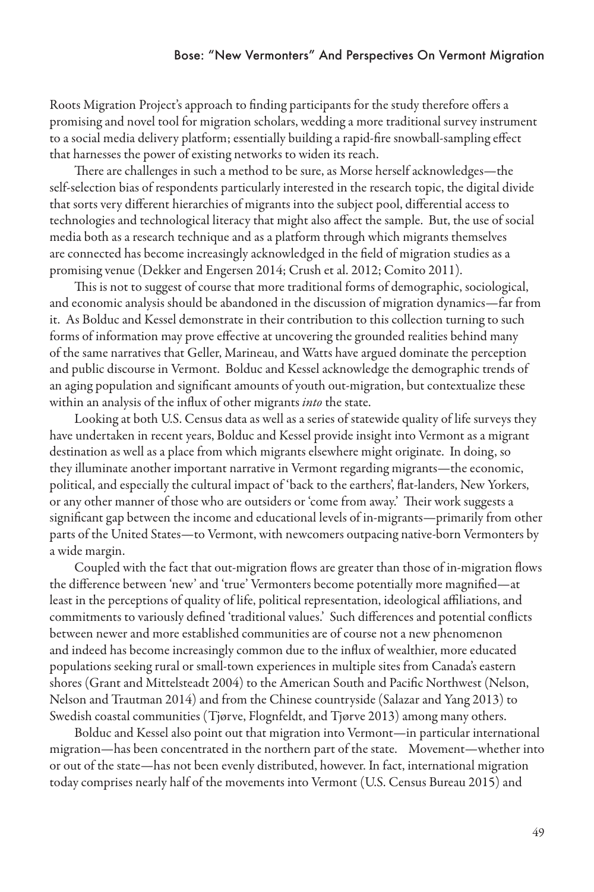Roots Migration Project's approach to finding participants for the study therefore offers a promising and novel tool for migration scholars, wedding a more traditional survey instrument to a social media delivery platform; essentially building a rapid-fire snowball-sampling effect that harnesses the power of existing networks to widen its reach.

There are challenges in such a method to be sure, as Morse herself acknowledges—the self-selection bias of respondents particularly interested in the research topic, the digital divide that sorts very different hierarchies of migrants into the subject pool, differential access to technologies and technological literacy that might also affect the sample. But, the use of social media both as a research technique and as a platform through which migrants themselves are connected has become increasingly acknowledged in the field of migration studies as a promising venue (Dekker and Engersen 2014; Crush et al. 2012; Comito 2011).

This is not to suggest of course that more traditional forms of demographic, sociological, and economic analysis should be abandoned in the discussion of migration dynamics—far from it. As Bolduc and Kessel demonstrate in their contribution to this collection turning to such forms of information may prove effective at uncovering the grounded realities behind many of the same narratives that Geller, Marineau, and Watts have argued dominate the perception and public discourse in Vermont. Bolduc and Kessel acknowledge the demographic trends of an aging population and significant amounts of youth out-migration, but contextualize these within an analysis of the influx of other migrants *into* the state.

Looking at both U.S. Census data as well as a series of statewide quality of life surveys they have undertaken in recent years, Bolduc and Kessel provide insight into Vermont as a migrant destination as well as a place from which migrants elsewhere might originate. In doing, so they illuminate another important narrative in Vermont regarding migrants—the economic, political, and especially the cultural impact of 'back to the earthers', flat-landers, New Yorkers, or any other manner of those who are outsiders or 'come from away.' Their work suggests a significant gap between the income and educational levels of in-migrants—primarily from other parts of the United States—to Vermont, with newcomers outpacing native-born Vermonters by a wide margin.

Coupled with the fact that out-migration flows are greater than those of in-migration flows the difference between 'new' and 'true' Vermonters become potentially more magnified—at least in the perceptions of quality of life, political representation, ideological affiliations, and commitments to variously defined 'traditional values.' Such differences and potential conflicts between newer and more established communities are of course not a new phenomenon and indeed has become increasingly common due to the influx of wealthier, more educated populations seeking rural or small-town experiences in multiple sites from Canada's eastern shores (Grant and Mittelsteadt 2004) to the American South and Pacific Northwest (Nelson, Nelson and Trautman 2014) and from the Chinese countryside (Salazar and Yang 2013) to Swedish coastal communities (Tjørve, Flognfeldt, and Tjørve 2013) among many others.

Bolduc and Kessel also point out that migration into Vermont—in particular international migration—has been concentrated in the northern part of the state. Movement—whether into or out of the state—has not been evenly distributed, however. In fact, international migration today comprises nearly half of the movements into Vermont (U.S. Census Bureau 2015) and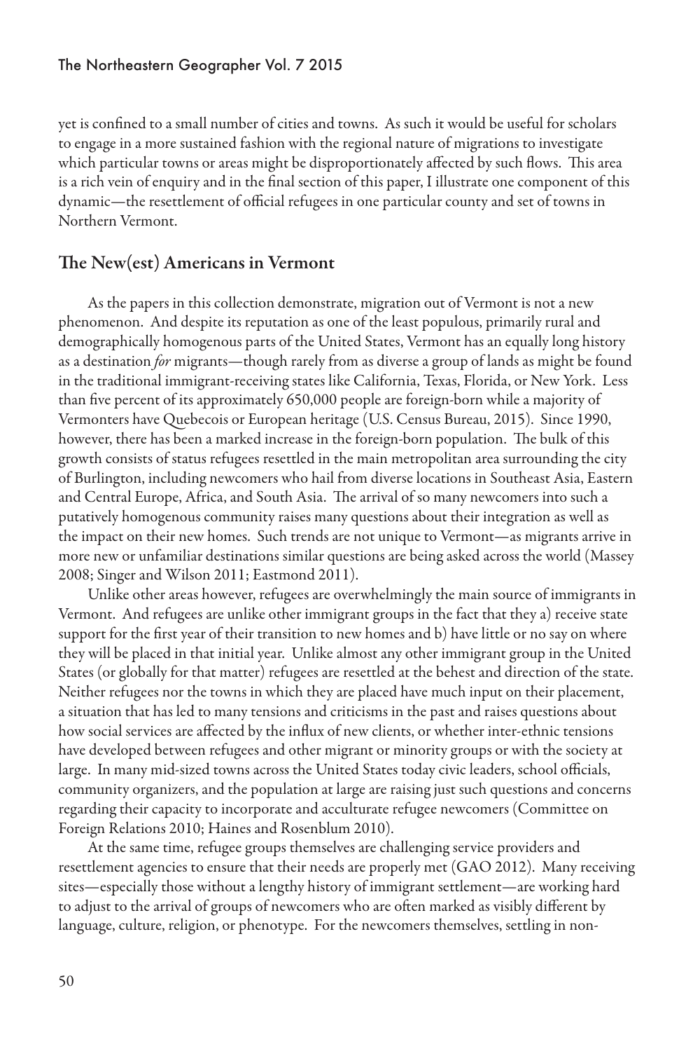yet is confined to a small number of cities and towns. As such it would be useful for scholars to engage in a more sustained fashion with the regional nature of migrations to investigate which particular towns or areas might be disproportionately affected by such flows. This area is a rich vein of enquiry and in the final section of this paper, I illustrate one component of this dynamic—the resettlement of official refugees in one particular county and set of towns in Northern Vermont.

## The New(est) Americans in Vermont

As the papers in this collection demonstrate, migration out of Vermont is not a new phenomenon. And despite its reputation as one of the least populous, primarily rural and demographically homogenous parts of the United States, Vermont has an equally long history as a destination *for* migrants—though rarely from as diverse a group of lands as might be found in the traditional immigrant-receiving states like California, Texas, Florida, or New York. Less than five percent of its approximately 650,000 people are foreign-born while a majority of Vermonters have Quebecois or European heritage (U.S. Census Bureau, 2015). Since 1990, however, there has been a marked increase in the foreign-born population. The bulk of this growth consists of status refugees resettled in the main metropolitan area surrounding the city of Burlington, including newcomers who hail from diverse locations in Southeast Asia, Eastern and Central Europe, Africa, and South Asia. The arrival of so many newcomers into such a putatively homogenous community raises many questions about their integration as well as the impact on their new homes. Such trends are not unique to Vermont—as migrants arrive in more new or unfamiliar destinations similar questions are being asked across the world (Massey 2008; Singer and Wilson 2011; Eastmond 2011).

Unlike other areas however, refugees are overwhelmingly the main source of immigrants in Vermont. And refugees are unlike other immigrant groups in the fact that they a) receive state support for the first year of their transition to new homes and b) have little or no say on where they will be placed in that initial year. Unlike almost any other immigrant group in the United States (or globally for that matter) refugees are resettled at the behest and direction of the state. Neither refugees nor the towns in which they are placed have much input on their placement, a situation that has led to many tensions and criticisms in the past and raises questions about how social services are affected by the influx of new clients, or whether inter-ethnic tensions have developed between refugees and other migrant or minority groups or with the society at large. In many mid-sized towns across the United States today civic leaders, school officials, community organizers, and the population at large are raising just such questions and concerns regarding their capacity to incorporate and acculturate refugee newcomers (Committee on Foreign Relations 2010; Haines and Rosenblum 2010).

At the same time, refugee groups themselves are challenging service providers and resettlement agencies to ensure that their needs are properly met (GAO 2012). Many receiving sites—especially those without a lengthy history of immigrant settlement—are working hard to adjust to the arrival of groups of newcomers who are often marked as visibly different by language, culture, religion, or phenotype. For the newcomers themselves, settling in non-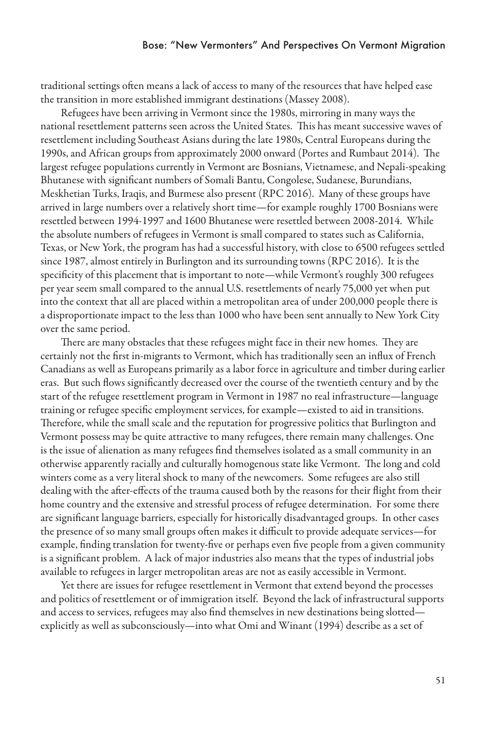traditional settings often means a lack of access to many of the resources that have helped ease the transition in more established immigrant destinations (Massey 2008).

Refugees have been arriving in Vermont since the 1980s, mirroring in many ways the national resettlement patterns seen across the United States. This has meant successive waves of resettlement including Southeast Asians during the late 1980s, Central Europeans during the 1990s, and African groups from approximately 2000 onward (Portes and Rumbaut 2014). The largest refugee populations currently in Vermont are Bosnians, Vietnamese, and Nepali-speaking Bhutanese with significant numbers of Somali Bantu, Congolese, Sudanese, Burundians, Meskhetian Turks, Iraqis, and Burmese also present (RPC 2016). Many of these groups have arrived in large numbers over a relatively short time—for example roughly 1700 Bosnians were resettled between 1994-1997 and 1600 Bhutanese were resettled between 2008-2014. While the absolute numbers of refugees in Vermont is small compared to states such as California, Texas, or New York, the program has had a successful history, with close to 6500 refugees settled since 1987, almost entirely in Burlington and its surrounding towns (RPC 2016). It is the specificity of this placement that is important to note—while Vermont's roughly 300 refugees per year seem small compared to the annual U.S. resettlements of nearly 75,000 yet when put into the context that all are placed within a metropolitan area of under 200,000 people there is a disproportionate impact to the less than 1000 who have been sent annually to New York City over the same period.

There are many obstacles that these refugees might face in their new homes. They are certainly not the first in-migrants to Vermont, which has traditionally seen an influx of French Canadians as well as Europeans primarily as a labor force in agriculture and timber during earlier eras. But such flows significantly decreased over the course of the twentieth century and by the start of the refugee resettlement program in Vermont in 1987 no real infrastructure—language training or refugee specific employment services, for example—existed to aid in transitions. Therefore, while the small scale and the reputation for progressive politics that Burlington and Vermont possess may be quite attractive to many refugees, there remain many challenges. One is the issue of alienation as many refugees find themselves isolated as a small community in an otherwise apparently racially and culturally homogenous state like Vermont. The long and cold winters come as a very literal shock to many of the newcomers. Some refugees are also still dealing with the after-effects of the trauma caused both by the reasons for their flight from their home country and the extensive and stressful process of refugee determination. For some there are significant language barriers, especially for historically disadvantaged groups. In other cases the presence of so many small groups often makes it difficult to provide adequate services—for example, finding translation for twenty-five or perhaps even five people from a given community is a significant problem. A lack of major industries also means that the types of industrial jobs available to refugees in larger metropolitan areas are not as easily accessible in Vermont.

Yet there are issues for refugee resettlement in Vermont that extend beyond the processes and politics of resettlement or of immigration itself. Beyond the lack of infrastructural supports and access to services, refugees may also find themselves in new destinations being slotted—explicitly as well as subconsciously—into what Omi and Winant (1994) describe as a set of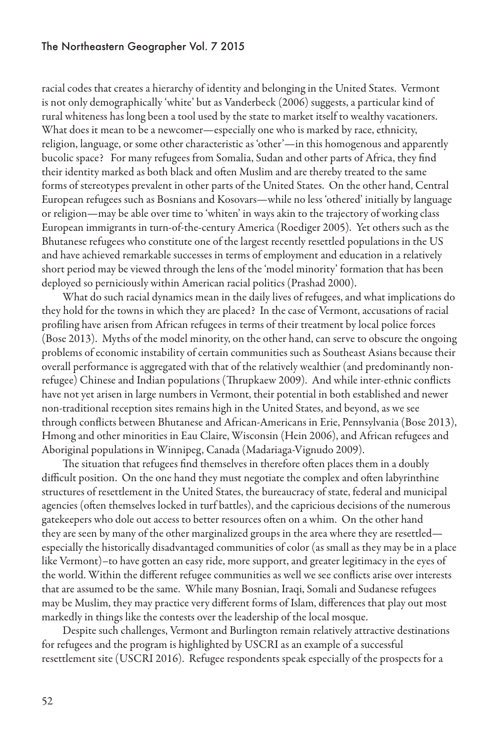racial codes that creates a hierarchy of identity and belonging in the United States. Vermont is not only demographically 'white' but as Vanderbeck (2006) suggests, a particular kind of rural whiteness has long been a tool used by the state to market itself to wealthy vacationers. What does it mean to be a newcomer—especially one who is marked by race, ethnicity, religion, language, or some other characteristic as 'other'—in this homogenous and apparently bucolic space? For many refugees from Somalia, Sudan and other parts of Africa, they find their identity marked as both black and often Muslim and are thereby treated to the same forms of stereotypes prevalent in other parts of the United States. On the other hand, Central European refugees such as Bosnians and Kosovars—while no less 'othered' initially by language or religion—may be able over time to 'whiten' in ways akin to the trajectory of working class European immigrants in turn-of-the-century America (Roediger 2005). Yet others such as the Bhutanese refugees who constitute one of the largest recently resettled populations in the US and have achieved remarkable successes in terms of employment and education in a relatively short period may be viewed through the lens of the 'model minority' formation that has been deployed so perniciously within American racial politics (Prashad 2000).

What do such racial dynamics mean in the daily lives of refugees, and what implications do they hold for the towns in which they are placed? In the case of Vermont, accusations of racial profiling have arisen from African refugees in terms of their treatment by local police forces (Bose 2013). Myths of the model minority, on the other hand, can serve to obscure the ongoing problems of economic instability of certain communities such as Southeast Asians because their overall performance is aggregated with that of the relatively wealthier (and predominantly non-refugee) Chinese and Indian populations (Thrupkaew 2009). And while inter-ethnic conflicts have not yet arisen in large numbers in Vermont, their potential in both established and newer non-traditional reception sites remains high in the United States, and beyond, as we see through conflicts between Bhutanese and African-Americans in Erie, Pennsylvania (Bose 2013), Hmong and other minorities in Eau Claire, Wisconsin (Hein 2006), and African refugees and Aboriginal populations in Winnipeg, Canada (Madariaga-Vignudo 2009).

The situation that refugees find themselves in therefore often places them in a doubly difficult position. On the one hand they must negotiate the complex and often labyrinthine structures of resettlement in the United States, the bureaucracy of state, federal and municipal agencies (often themselves locked in turf battles), and the capricious decisions of the numerous gatekeepers who dole out access to better resources often on a whim. On the other hand they are seen by many of the other marginalized groups in the area where they are resettled—especially the historically disadvantaged communities of color (as small as they may be in a place like Vermont)–to have gotten an easy ride, more support, and greater legitimacy in the eyes of the world. Within the different refugee communities as well we see conflicts arise over interests that are assumed to be the same. While many Bosnian, Iraqi, Somali and Sudanese refugees may be Muslim, they may practice very different forms of Islam, differences that play out most markedly in things like the contests over the leadership of the local mosque.

Despite such challenges, Vermont and Burlington remain relatively attractive destinations for refugees and the program is highlighted by USCRI as an example of a successful resettlement site (USCRI 2016). Refugee respondents speak especially of the prospects for a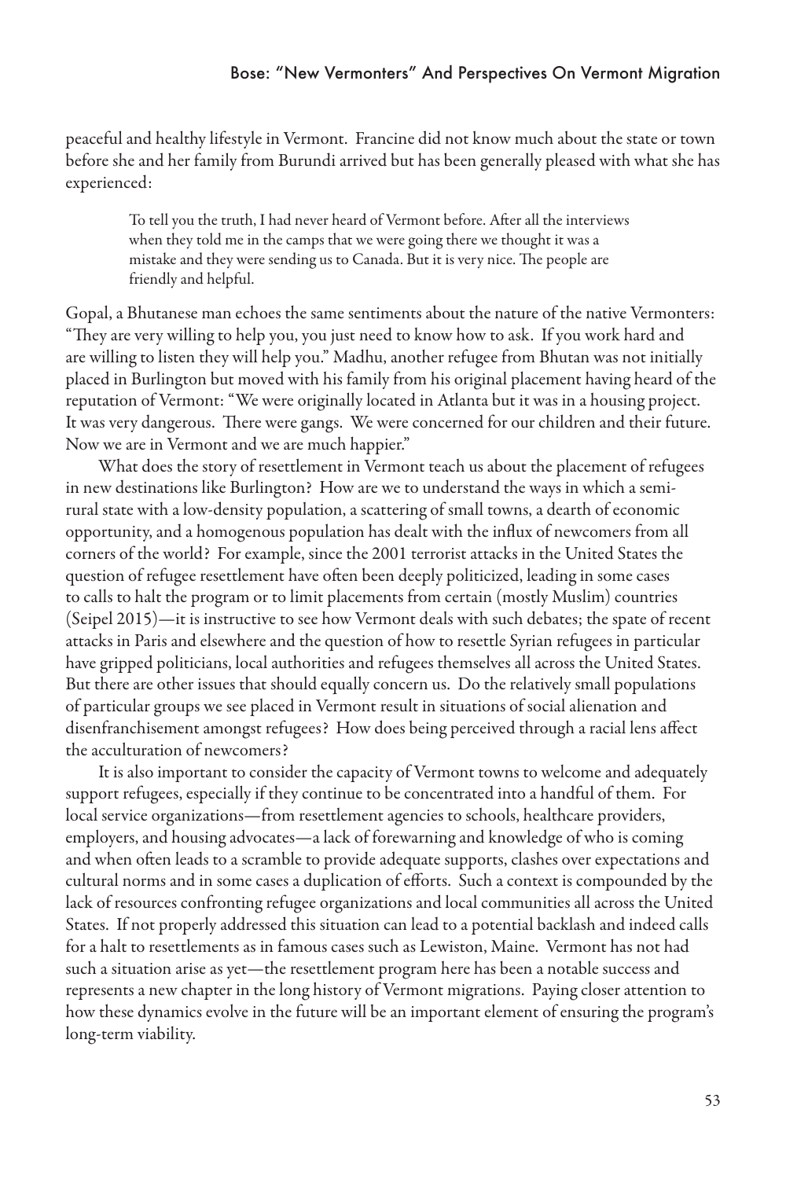peaceful and healthy lifestyle in Vermont. Francine did not know much about the state or town before she and her family from Burundi arrived but has been generally pleased with what she has experienced:

> To tell you the truth, I had never heard of Vermont before. After all the interviews when they told me in the camps that we were going there we thought it was a mistake and they were sending us to Canada. But it is very nice. The people are friendly and helpful.

Gopal, a Bhutanese man echoes the same sentiments about the nature of the native Vermonters: "They are very willing to help you, you just need to know how to ask. If you work hard and are willing to listen they will help you." Madhu, another refugee from Bhutan was not initially placed in Burlington but moved with his family from his original placement having heard of the reputation of Vermont: "We were originally located in Atlanta but it was in a housing project. It was very dangerous. There were gangs. We were concerned for our children and their future. Now we are in Vermont and we are much happier."

What does the story of resettlement in Vermont teach us about the placement of refugees in new destinations like Burlington? How are we to understand the ways in which a semi-rural state with a low-density population, a scattering of small towns, a dearth of economic opportunity, and a homogenous population has dealt with the influx of newcomers from all corners of the world? For example, since the 2001 terrorist attacks in the United States the question of refugee resettlement have often been deeply politicized, leading in some cases to calls to halt the program or to limit placements from certain (mostly Muslim) countries (Seipel 2015)—it is instructive to see how Vermont deals with such debates; the spate of recent attacks in Paris and elsewhere and the question of how to resettle Syrian refugees in particular have gripped politicians, local authorities and refugees themselves all across the United States. But there are other issues that should equally concern us. Do the relatively small populations of particular groups we see placed in Vermont result in situations of social alienation and disenfranchisement amongst refugees? How does being perceived through a racial lens affect the acculturation of newcomers?

It is also important to consider the capacity of Vermont towns to welcome and adequately support refugees, especially if they continue to be concentrated into a handful of them. For local service organizations—from resettlement agencies to schools, healthcare providers, employers, and housing advocates—a lack of forewarning and knowledge of who is coming and when often leads to a scramble to provide adequate supports, clashes over expectations and cultural norms and in some cases a duplication of efforts. Such a context is compounded by the lack of resources confronting refugee organizations and local communities all across the United States. If not properly addressed this situation can lead to a potential backlash and indeed calls for a halt to resettlements as in famous cases such as Lewiston, Maine. Vermont has not had such a situation arise as yet—the resettlement program here has been a notable success and represents a new chapter in the long history of Vermont migrations. Paying closer attention to how these dynamics evolve in the future will be an important element of ensuring the program's long-term viability.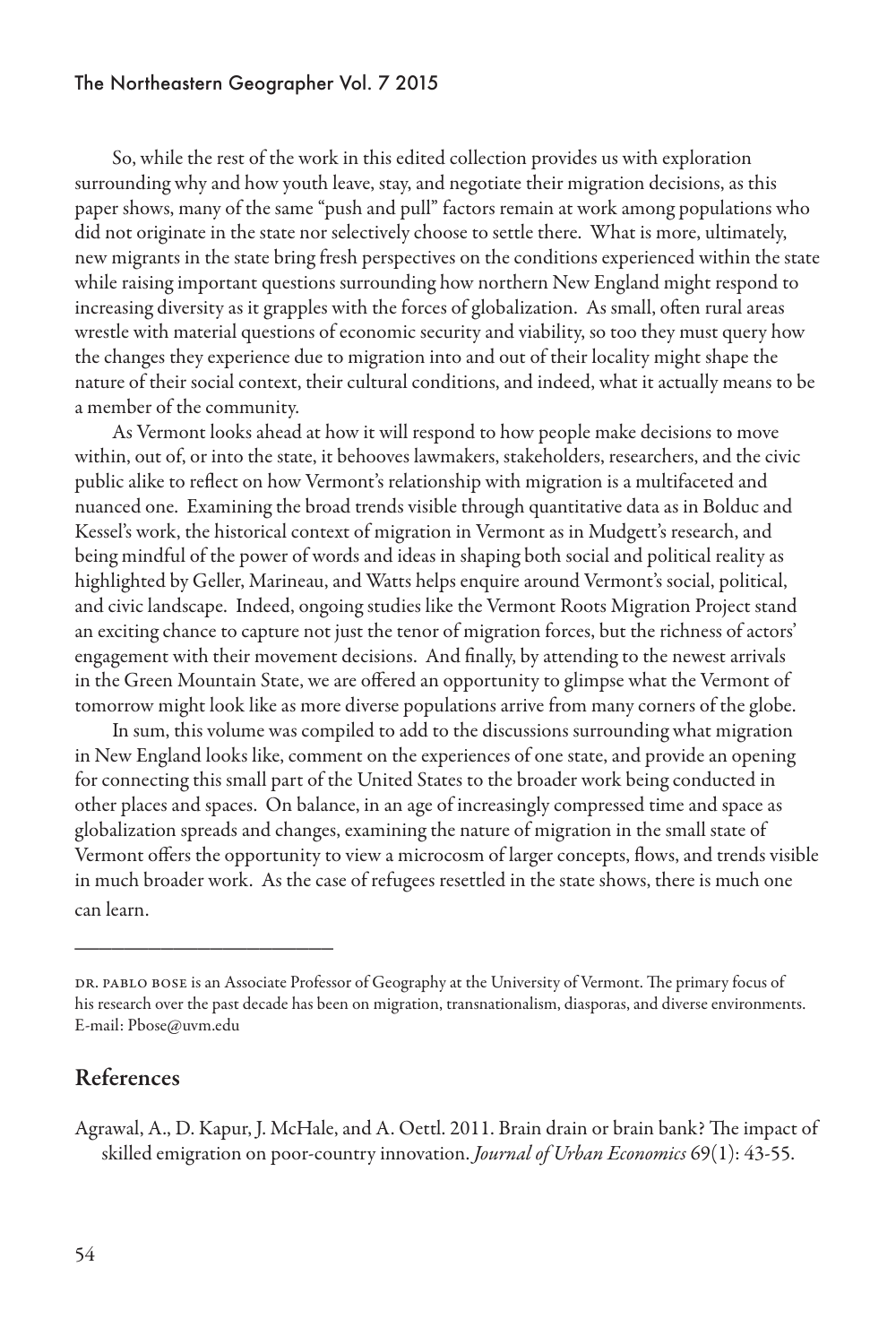So, while the rest of the work in this edited collection provides us with exploration surrounding why and how youth leave, stay, and negotiate their migration decisions, as this paper shows, many of the same "push and pull" factors remain at work among populations who did not originate in the state nor selectively choose to settle there. What is more, ultimately, new migrants in the state bring fresh perspectives on the conditions experienced within the state while raising important questions surrounding how northern New England might respond to increasing diversity as it grapples with the forces of globalization. As small, often rural areas wrestle with material questions of economic security and viability, so too they must query how the changes they experience due to migration into and out of their locality might shape the nature of their social context, their cultural conditions, and indeed, what it actually means to be a member of the community.

As Vermont looks ahead at how it will respond to how people make decisions to move within, out of, or into the state, it behooves lawmakers, stakeholders, researchers, and the civic public alike to reflect on how Vermont's relationship with migration is a multifaceted and nuanced one. Examining the broad trends visible through quantitative data as in Bolduc and Kessel's work, the historical context of migration in Vermont as in Mudgett's research, and being mindful of the power of words and ideas in shaping both social and political reality as highlighted by Geller, Marineau, and Watts helps enquire around Vermont's social, political, and civic landscape. Indeed, ongoing studies like the Vermont Roots Migration Project stand an exciting chance to capture not just the tenor of migration forces, but the richness of actors' engagement with their movement decisions. And finally, by attending to the newest arrivals in the Green Mountain State, we are offered an opportunity to glimpse what the Vermont of tomorrow might look like as more diverse populations arrive from many corners of the globe.

In sum, this volume was compiled to add to the discussions surrounding what migration in New England looks like, comment on the experiences of one state, and provide an opening for connecting this small part of the United States to the broader work being conducted in other places and spaces. On balance, in an age of increasingly compressed time and space as globalization spreads and changes, examining the nature of migration in the small state of Vermont offers the opportunity to view a microcosm of larger concepts, flows, and trends visible in much broader work. As the case of refugees resettled in the state shows, there is much one can learn.

---

DR. PABLO BOSE is an Associate Professor of Geography at the University of Vermont. The primary focus of his research over the past decade has been on migration, transnationalism, diasporas, and diverse environments. E-mail: Pbose@uvm.edu

## References

Agrawal, A., D. Kapur, J. McHale, and A. Oettl. 2011. Brain drain or brain bank? The impact of skilled emigration on poor-country innovation. *Journal of Urban Economics* 69(1): 43-55.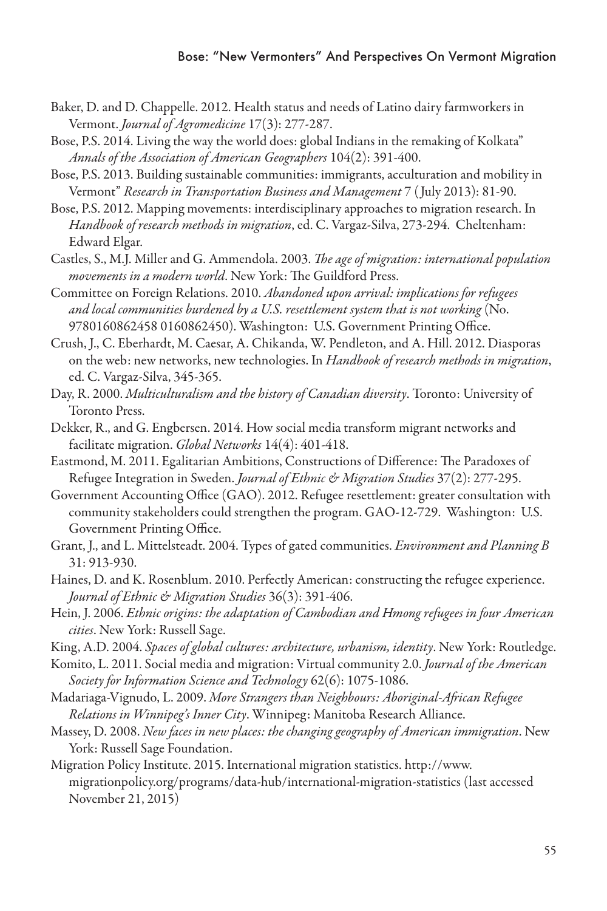Baker, D. and D. Chappelle. 2012. Health status and needs of Latino dairy farmworkers in Vermont. *Journal of Agromedicine* 17(3): 277-287.

Bose, P.S. 2014. Living the way the world does: global Indians in the remaking of Kolkata" *Annals of the Association of American Geographers* 104(2): 391-400.

Bose, P.S. 2013. Building sustainable communities: immigrants, acculturation and mobility in Vermont" *Research in Transportation Business and Management* 7 (July 2013): 81-90.

Bose, P.S. 2012. Mapping movements: interdisciplinary approaches to migration research. In *Handbook of research methods in migration*, ed. C. Vargaz-Silva, 273-294. Cheltenham: Edward Elgar.

Castles, S., M.J. Miller and G. Ammendola. 2003. *The age of migration: international population movements in a modern world*. New York: The Guildford Press.

Committee on Foreign Relations. 2010. *Abandoned upon arrival: implications for refugees and local communities burdened by a U.S. resettlement system that is not working* (No. 9780160862458 0160862450). Washington: U.S. Government Printing Office.

Crush, J., C. Eberhardt, M. Caesar, A. Chikanda, W. Pendleton, and A. Hill. 2012. Diasporas on the web: new networks, new technologies. In *Handbook of research methods in migration*, ed. C. Vargaz-Silva, 345-365.

Day, R. 2000. *Multiculturalism and the history of Canadian diversity*. Toronto: University of Toronto Press.

Dekker, R., and G. Engbersen. 2014. How social media transform migrant networks and facilitate migration. *Global Networks* 14(4): 401-418.

Eastmond, M. 2011. Egalitarian Ambitions, Constructions of Difference: The Paradoxes of Refugee Integration in Sweden. *Journal of Ethnic & Migration Studies* 37(2): 277-295.

Government Accounting Office (GAO). 2012. Refugee resettlement: greater consultation with community stakeholders could strengthen the program. GAO-12-729. Washington: U.S. Government Printing Office.

Grant, J., and L. Mittelsteadt. 2004. Types of gated communities. *Environment and Planning B* 31: 913-930.

Haines, D. and K. Rosenblum. 2010. Perfectly American: constructing the refugee experience. *Journal of Ethnic & Migration Studies* 36(3): 391-406.

Hein, J. 2006. *Ethnic origins: the adaptation of Cambodian and Hmong refugees in four American cities*. New York: Russell Sage.

King, A.D. 2004. *Spaces of global cultures: architecture, urbanism, identity*. New York: Routledge.

Komito, L. 2011. Social media and migration: Virtual community 2.0. *Journal of the American Society for Information Science and Technology* 62(6): 1075-1086.

Madariaga-Vignudo, L. 2009. *More Strangers than Neighbours: Aboriginal-African Refugee Relations in Winnipeg's Inner City*. Winnipeg: Manitoba Research Alliance.

Massey, D. 2008. *New faces in new places: the changing geography of American immigration*. New York: Russell Sage Foundation.

Migration Policy Institute. 2015. International migration statistics. http://www.migrationpolicy.org/programs/data-hub/international-migration-statistics (last accessed November 21, 2015)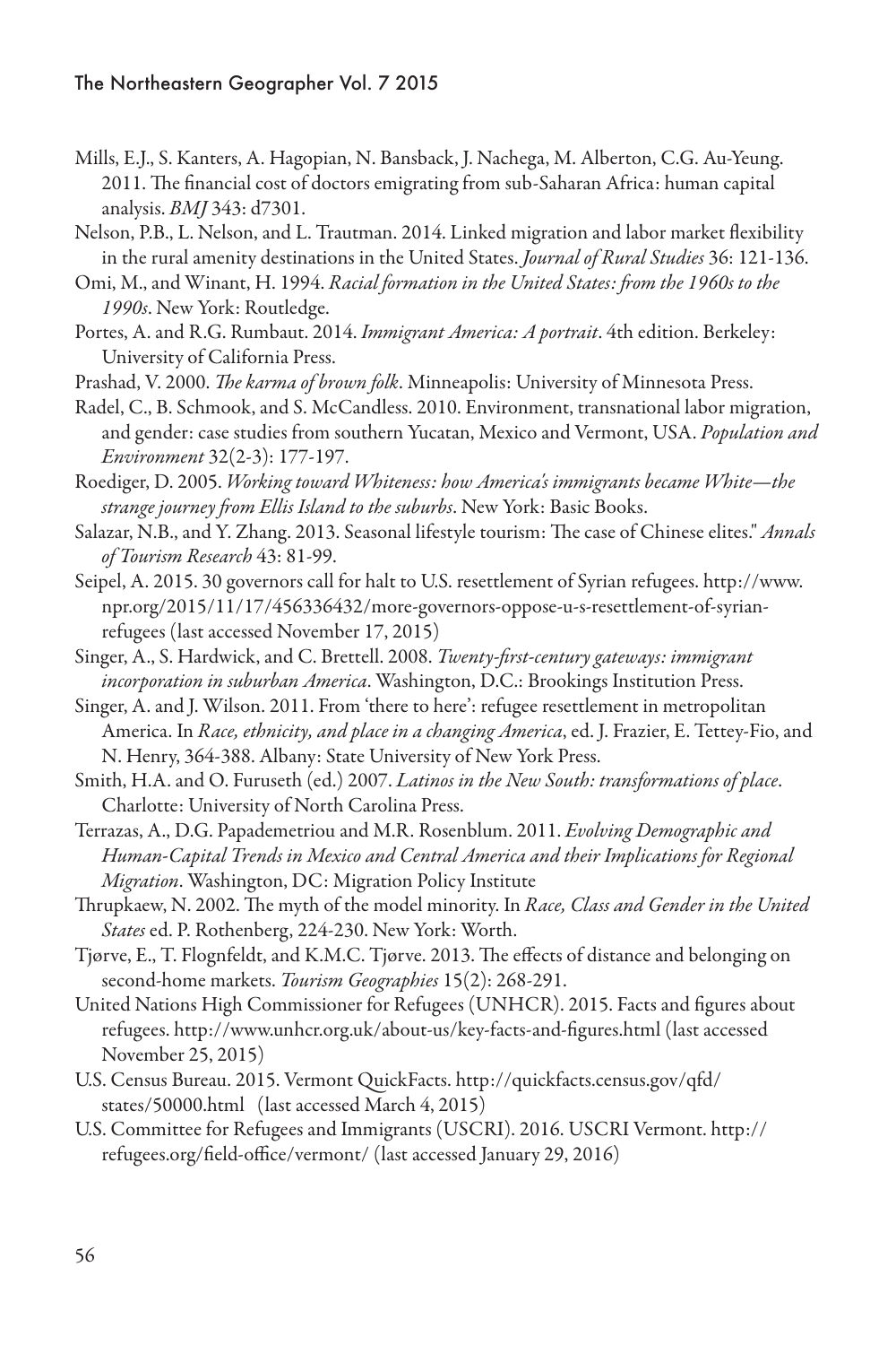Mills, E.J., S. Kanters, A. Hagopian, N. Bansback, J. Nachega, M. Alberton, C.G. Au-Yeung. 2011. The financial cost of doctors emigrating from sub-Saharan Africa: human capital analysis. *BMJ* 343: d7301.

Nelson, P.B., L. Nelson, and L. Trautman. 2014. Linked migration and labor market flexibility in the rural amenity destinations in the United States. *Journal of Rural Studies* 36: 121-136.

Omi, M., and Winant, H. 1994. *Racial formation in the United States: from the 1960s to the 1990s*. New York: Routledge.

Portes, A. and R.G. Rumbaut. 2014. *Immigrant America: A portrait*. 4th edition. Berkeley: University of California Press.

Prashad, V. 2000. *The karma of brown folk*. Minneapolis: University of Minnesota Press.

Radel, C., B. Schmook, and S. McCandless. 2010. Environment, transnational labor migration, and gender: case studies from southern Yucatan, Mexico and Vermont, USA. *Population and Environment* 32(2-3): 177-197.

Roediger, D. 2005. *Working toward Whiteness: how America's immigrants became White—the strange journey from Ellis Island to the suburbs*. New York: Basic Books.

Salazar, N.B., and Y. Zhang. 2013. Seasonal lifestyle tourism: The case of Chinese elites." *Annals of Tourism Research* 43: 81-99.

Seipel, A. 2015. 30 governors call for halt to U.S. resettlement of Syrian refugees. http://www.npr.org/2015/11/17/456336432/more-governors-oppose-u-s-resettlement-of-syrian-refugees (last accessed November 17, 2015)

Singer, A., S. Hardwick, and C. Brettell. 2008. *Twenty-first-century gateways: immigrant incorporation in suburban America*. Washington, D.C.: Brookings Institution Press.

Singer, A. and J. Wilson. 2011. From 'there to here': refugee resettlement in metropolitan America. In *Race, ethnicity, and place in a changing America*, ed. J. Frazier, E. Tettey-Fio, and N. Henry, 364-388. Albany: State University of New York Press.

Smith, H.A. and O. Furuseth (ed.) 2007. *Latinos in the New South: transformations of place*. Charlotte: University of North Carolina Press.

Terrazas, A., D.G. Papademetriou and M.R. Rosenblum. 2011. *Evolving Demographic and Human-Capital Trends in Mexico and Central America and their Implications for Regional Migration*. Washington, DC: Migration Policy Institute

Thrupkaew, N. 2002. The myth of the model minority. In *Race, Class and Gender in the United States* ed. P. Rothenberg, 224-230. New York: Worth.

Tjørve, E., T. Flognfeldt, and K.M.C. Tjørve. 2013. The effects of distance and belonging on second-home markets. *Tourism Geographies* 15(2): 268-291.

United Nations High Commissioner for Refugees (UNHCR). 2015. Facts and figures about refugees. http://www.unhcr.org.uk/about-us/key-facts-and-figures.html (last accessed November 25, 2015)

U.S. Census Bureau. 2015. Vermont QuickFacts. http://quickfacts.census.gov/qfd/states/50000.html (last accessed March 4, 2015)

U.S. Committee for Refugees and Immigrants (USCRI). 2016. USCRI Vermont. http://refugees.org/field-office/vermont/ (last accessed January 29, 2016)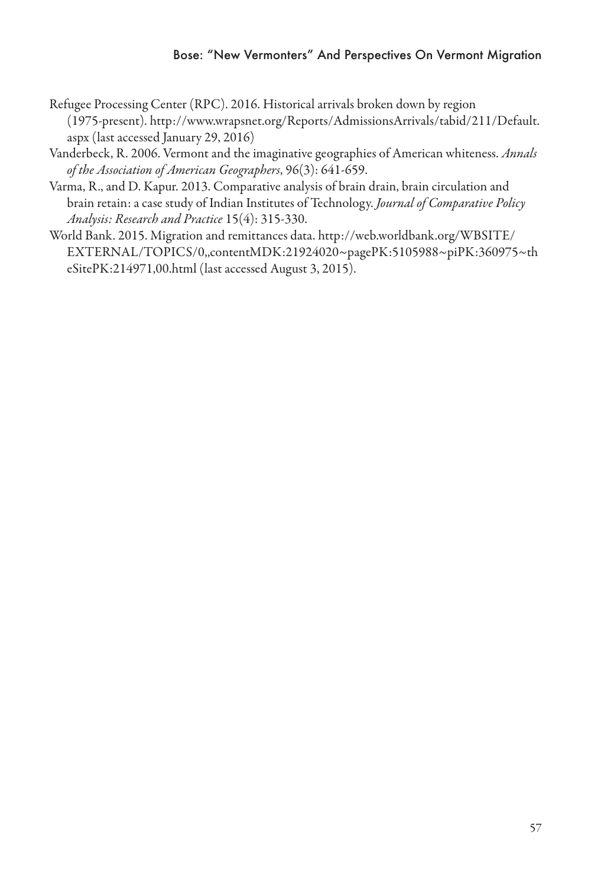Refugee Processing Center (RPC). 2016. Historical arrivals broken down by region (1975-present). http://www.wrapsnet.org/Reports/AdmissionsArrivals/tabid/211/Default.aspx (last accessed January 29, 2016)

Vanderbeck, R. 2006. Vermont and the imaginative geographies of American whiteness. *Annals of the Association of American Geographers*, 96(3): 641-659.

Varma, R., and D. Kapur. 2013. Comparative analysis of brain drain, brain circulation and brain retain: a case study of Indian Institutes of Technology. *Journal of Comparative Policy Analysis: Research and Practice* 15(4): 315-330.

World Bank. 2015. Migration and remittances data. http://web.worldbank.org/WBSITE/EXTERNAL/TOPICS/0,,contentMDK:21924020~pagePK:5105988~piPK:360975~theSitePK:214971,00.html (last accessed August 3, 2015).